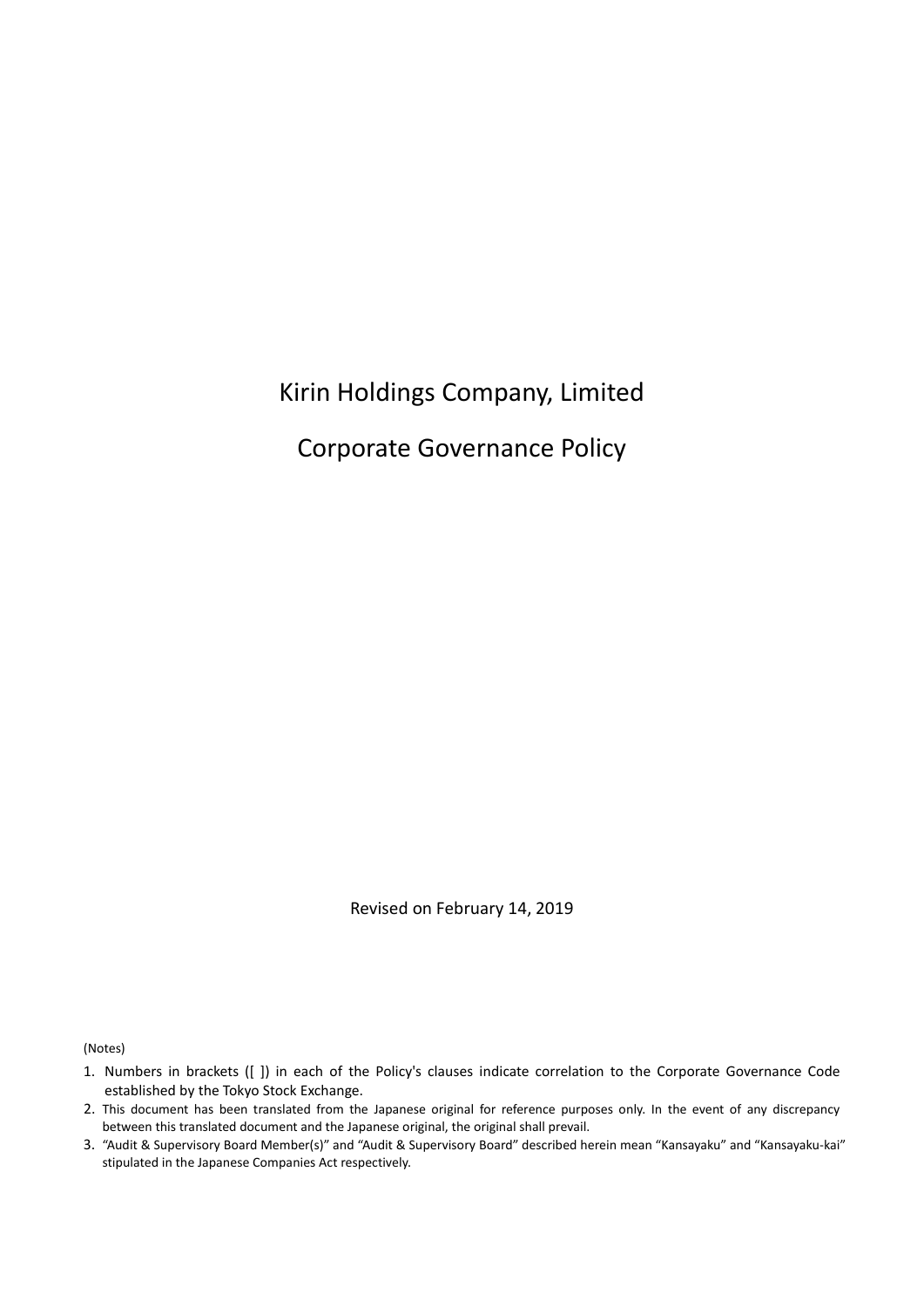# Kirin Holdings Company, Limited

# Corporate Governance Policy

Revised on February 14, 2019

(Notes)

1. Numbers in brackets ([ ]) in each of the Policy's clauses indicate correlation to the Corporate Governance Code established by the Tokyo Stock Exchange.
2. This document has been translated from the Japanese original for reference purposes only. In the event of any discrepancy between this translated document and the Japanese original, the original shall prevail.
3. "Audit & Supervisory Board Member(s)" and "Audit & Supervisory Board" described herein mean "Kansayaku" and "Kansayaku-kai" stipulated in the Japanese Companies Act respectively.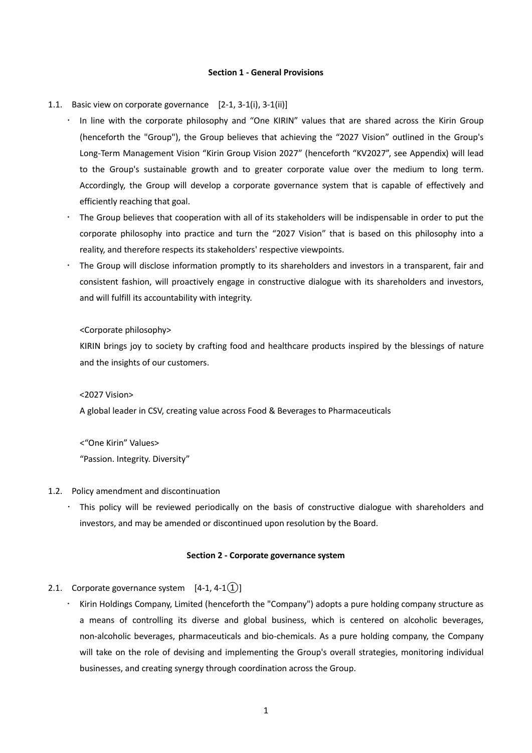## Section 1 - General Provisions

1.1. Basic view on corporate governance [2-1, 3-1(i), 3-1(ii)]

- In line with the corporate philosophy and "One KIRIN" values that are shared across the Kirin Group (henceforth the "Group"), the Group believes that achieving the "2027 Vision" outlined in the Group's Long-Term Management Vision "Kirin Group Vision 2027" (henceforth "KV2027", see Appendix) will lead to the Group's sustainable growth and to greater corporate value over the medium to long term. Accordingly, the Group will develop a corporate governance system that is capable of effectively and efficiently reaching that goal.
- The Group believes that cooperation with all of its stakeholders will be indispensable in order to put the corporate philosophy into practice and turn the "2027 Vision" that is based on this philosophy into a reality, and therefore respects its stakeholders' respective viewpoints.
- The Group will disclose information promptly to its shareholders and investors in a transparent, fair and consistent fashion, will proactively engage in constructive dialogue with its shareholders and investors, and will fulfill its accountability with integrity.

<Corporate philosophy>

KIRIN brings joy to society by crafting food and healthcare products inspired by the blessings of nature and the insights of our customers.

<2027 Vision>

A global leader in CSV, creating value across Food & Beverages to Pharmaceuticals

<"One Kirin" Values>

"Passion. Integrity. Diversity"

1.2. Policy amendment and discontinuation

- This policy will be reviewed periodically on the basis of constructive dialogue with shareholders and investors, and may be amended or discontinued upon resolution by the Board.

## Section 2 - Corporate governance system

2.1. Corporate governance system [4-1, 4-1①]

- Kirin Holdings Company, Limited (henceforth the "Company") adopts a pure holding company structure as a means of controlling its diverse and global business, which is centered on alcoholic beverages, non-alcoholic beverages, pharmaceuticals and bio-chemicals. As a pure holding company, the Company will take on the role of devising and implementing the Group's overall strategies, monitoring individual businesses, and creating synergy through coordination across the Group.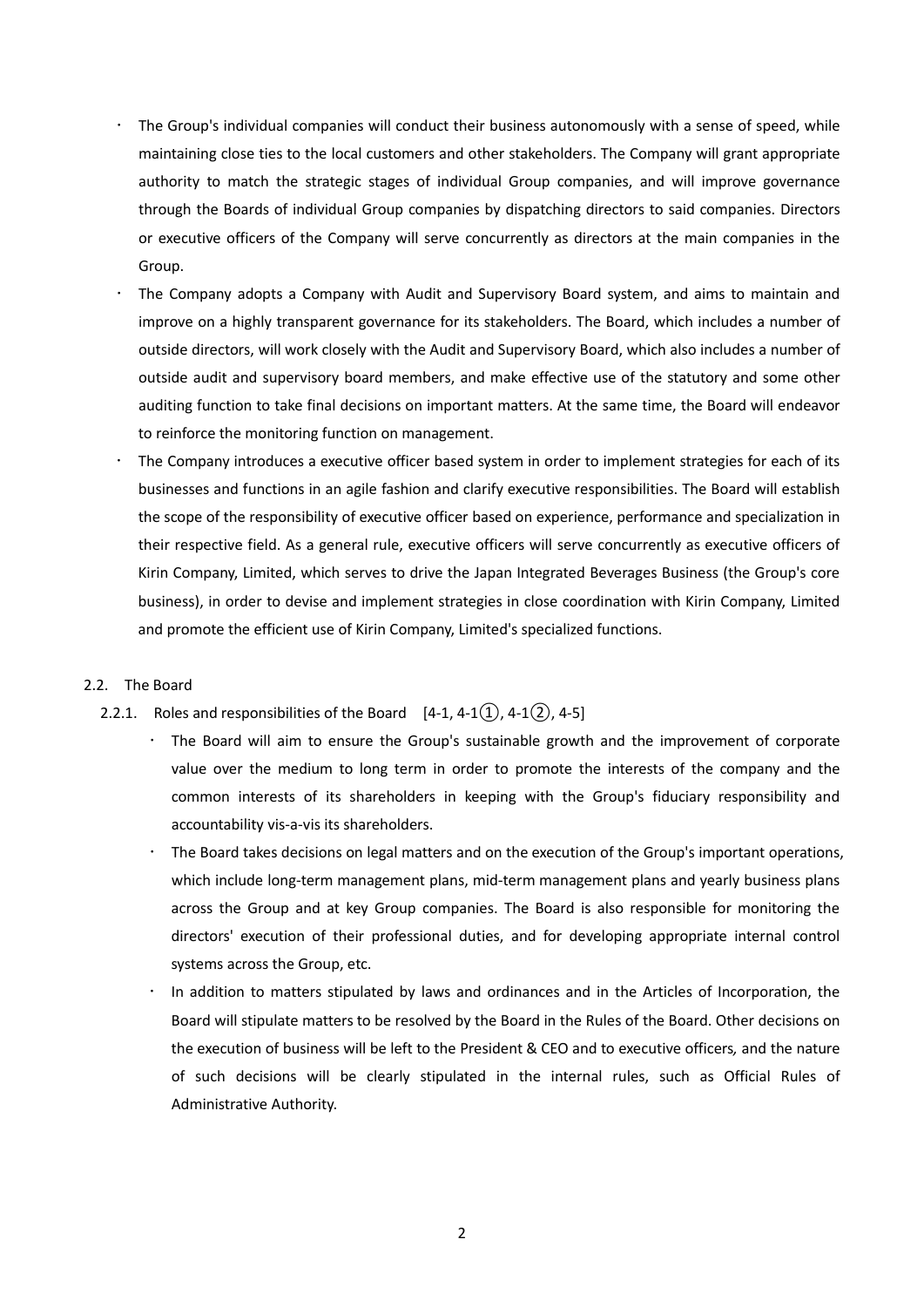- The Group's individual companies will conduct their business autonomously with a sense of speed, while maintaining close ties to the local customers and other stakeholders. The Company will grant appropriate authority to match the strategic stages of individual Group companies, and will improve governance through the Boards of individual Group companies by dispatching directors to said companies. Directors or executive officers of the Company will serve concurrently as directors at the main companies in the Group.
- The Company adopts a Company with Audit and Supervisory Board system, and aims to maintain and improve on a highly transparent governance for its stakeholders. The Board, which includes a number of outside directors, will work closely with the Audit and Supervisory Board, which also includes a number of outside audit and supervisory board members, and make effective use of the statutory and some other auditing function to take final decisions on important matters. At the same time, the Board will endeavor to reinforce the monitoring function on management.
- The Company introduces a executive officer based system in order to implement strategies for each of its businesses and functions in an agile fashion and clarify executive responsibilities. The Board will establish the scope of the responsibility of executive officer based on experience, performance and specialization in their respective field. As a general rule, executive officers will serve concurrently as executive officers of Kirin Company, Limited, which serves to drive the Japan Integrated Beverages Business (the Group's core business), in order to devise and implement strategies in close coordination with Kirin Company, Limited and promote the efficient use of Kirin Company, Limited's specialized functions.

## 2.2. The Board

### 2.2.1. Roles and responsibilities of the Board [4-1, 4-1①, 4-1②, 4-5]

- The Board will aim to ensure the Group's sustainable growth and the improvement of corporate value over the medium to long term in order to promote the interests of the company and the common interests of its shareholders in keeping with the Group's fiduciary responsibility and accountability vis-a-vis its shareholders.
- The Board takes decisions on legal matters and on the execution of the Group's important operations, which include long-term management plans, mid-term management plans and yearly business plans across the Group and at key Group companies. The Board is also responsible for monitoring the directors' execution of their professional duties, and for developing appropriate internal control systems across the Group, etc.
- In addition to matters stipulated by laws and ordinances and in the Articles of Incorporation, the Board will stipulate matters to be resolved by the Board in the Rules of the Board. Other decisions on the execution of business will be left to the President & CEO and to executive officers, and the nature of such decisions will be clearly stipulated in the internal rules, such as Official Rules of Administrative Authority.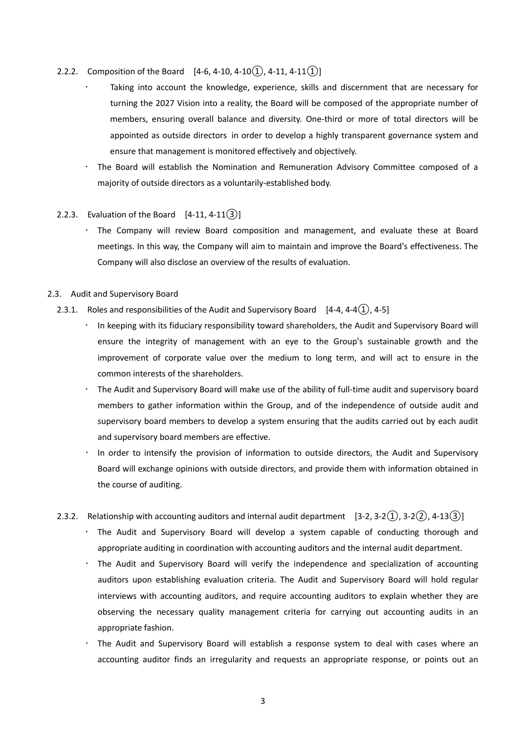#### 2.2.2. Composition of the Board [4-6, 4-10, 4-10①, 4-11, 4-11①]

- Taking into account the knowledge, experience, skills and discernment that are necessary for turning the 2027 Vision into a reality, the Board will be composed of the appropriate number of members, ensuring overall balance and diversity. One-third or more of total directors will be appointed as outside directors in order to develop a highly transparent governance system and ensure that management is monitored effectively and objectively.
- The Board will establish the Nomination and Remuneration Advisory Committee composed of a majority of outside directors as a voluntarily-established body.

#### 2.2.3. Evaluation of the Board [4-11, 4-11③]

- The Company will review Board composition and management, and evaluate these at Board meetings. In this way, the Company will aim to maintain and improve the Board's effectiveness. The Company will also disclose an overview of the results of evaluation.

### 2.3. Audit and Supervisory Board

#### 2.3.1. Roles and responsibilities of the Audit and Supervisory Board [4-4, 4-4①, 4-5]

- In keeping with its fiduciary responsibility toward shareholders, the Audit and Supervisory Board will ensure the integrity of management with an eye to the Group's sustainable growth and the improvement of corporate value over the medium to long term, and will act to ensure in the common interests of the shareholders.
- The Audit and Supervisory Board will make use of the ability of full-time audit and supervisory board members to gather information within the Group, and of the independence of outside audit and supervisory board members to develop a system ensuring that the audits carried out by each audit and supervisory board members are effective.
- In order to intensify the provision of information to outside directors, the Audit and Supervisory Board will exchange opinions with outside directors, and provide them with information obtained in the course of auditing.

#### 2.3.2. Relationship with accounting auditors and internal audit department [3-2, 3-2①, 3-2②, 4-13③]

- The Audit and Supervisory Board will develop a system capable of conducting thorough and appropriate auditing in coordination with accounting auditors and the internal audit department.
- The Audit and Supervisory Board will verify the independence and specialization of accounting auditors upon establishing evaluation criteria. The Audit and Supervisory Board will hold regular interviews with accounting auditors, and require accounting auditors to explain whether they are observing the necessary quality management criteria for carrying out accounting audits in an appropriate fashion.
- The Audit and Supervisory Board will establish a response system to deal with cases where an accounting auditor finds an irregularity and requests an appropriate response, or points out an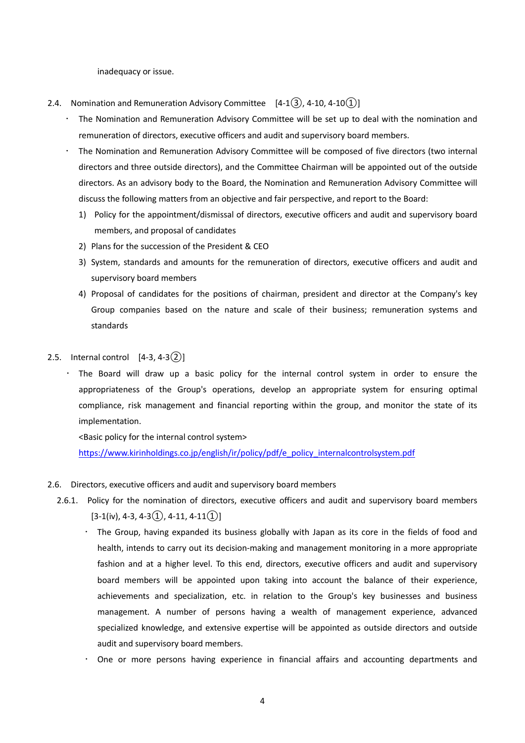inadequacy or issue.

### 2.4. Nomination and Remuneration Advisory Committee [4-1③, 4-10, 4-10①]

- The Nomination and Remuneration Advisory Committee will be set up to deal with the nomination and remuneration of directors, executive officers and audit and supervisory board members.
- The Nomination and Remuneration Advisory Committee will be composed of five directors (two internal directors and three outside directors), and the Committee Chairman will be appointed out of the outside directors. As an advisory body to the Board, the Nomination and Remuneration Advisory Committee will discuss the following matters from an objective and fair perspective, and report to the Board:
  1) Policy for the appointment/dismissal of directors, executive officers and audit and supervisory board members, and proposal of candidates
  2) Plans for the succession of the President & CEO
  3) System, standards and amounts for the remuneration of directors, executive officers and audit and supervisory board members
  4) Proposal of candidates for the positions of chairman, president and director at the Company's key Group companies based on the nature and scale of their business; remuneration systems and standards

### 2.5. Internal control [4-3, 4-3②]

- The Board will draw up a basic policy for the internal control system in order to ensure the appropriateness of the Group's operations, develop an appropriate system for ensuring optimal compliance, risk management and financial reporting within the group, and monitor the state of its implementation.

  <Basic policy for the internal control system>

  https://www.kirinholdings.co.jp/english/ir/policy/pdf/e_policy_internalcontrolsystem.pdf

### 2.6. Directors, executive officers and audit and supervisory board members

#### 2.6.1. Policy for the nomination of directors, executive officers and audit and supervisory board members [3-1(iv), 4-3, 4-3①, 4-11, 4-11①]

- The Group, having expanded its business globally with Japan as its core in the fields of food and health, intends to carry out its decision-making and management monitoring in a more appropriate fashion and at a higher level. To this end, directors, executive officers and audit and supervisory board members will be appointed upon taking into account the balance of their experience, achievements and specialization, etc. in relation to the Group's key businesses and business management. A number of persons having a wealth of management experience, advanced specialized knowledge, and extensive expertise will be appointed as outside directors and outside audit and supervisory board members.
- One or more persons having experience in financial affairs and accounting departments and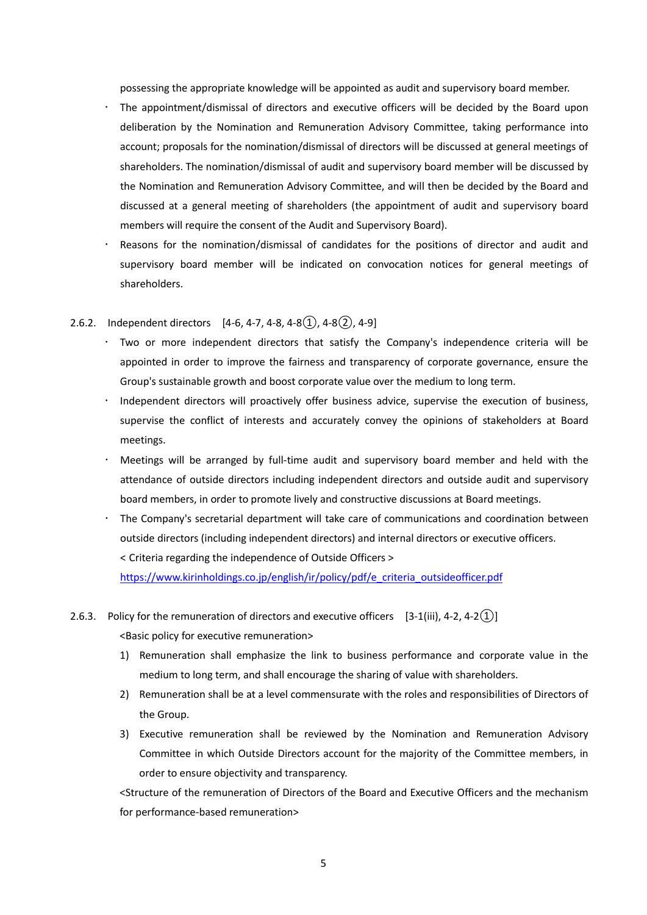possessing the appropriate knowledge will be appointed as audit and supervisory board member.

- The appointment/dismissal of directors and executive officers will be decided by the Board upon deliberation by the Nomination and Remuneration Advisory Committee, taking performance into account; proposals for the nomination/dismissal of directors will be discussed at general meetings of shareholders. The nomination/dismissal of audit and supervisory board member will be discussed by the Nomination and Remuneration Advisory Committee, and will then be decided by the Board and discussed at a general meeting of shareholders (the appointment of audit and supervisory board members will require the consent of the Audit and Supervisory Board).
- Reasons for the nomination/dismissal of candidates for the positions of director and audit and supervisory board member will be indicated on convocation notices for general meetings of shareholders.

### 2.6.2. Independent directors [4-6, 4-7, 4-8, 4-8①, 4-8②, 4-9]

- Two or more independent directors that satisfy the Company's independence criteria will be appointed in order to improve the fairness and transparency of corporate governance, ensure the Group's sustainable growth and boost corporate value over the medium to long term.
- Independent directors will proactively offer business advice, supervise the execution of business, supervise the conflict of interests and accurately convey the opinions of stakeholders at Board meetings.
- Meetings will be arranged by full-time audit and supervisory board member and held with the attendance of outside directors including independent directors and outside audit and supervisory board members, in order to promote lively and constructive discussions at Board meetings.
- The Company's secretarial department will take care of communications and coordination between outside directors (including independent directors) and internal directors or executive officers.

  < Criteria regarding the independence of Outside Officers >

  https://www.kirinholdings.co.jp/english/ir/policy/pdf/e_criteria_outsideofficer.pdf

### 2.6.3. Policy for the remuneration of directors and executive officers [3-1(iii), 4-2, 4-2①]

<Basic policy for executive remuneration>

1) Remuneration shall emphasize the link to business performance and corporate value in the medium to long term, and shall encourage the sharing of value with shareholders.
2) Remuneration shall be at a level commensurate with the roles and responsibilities of Directors of the Group.
3) Executive remuneration shall be reviewed by the Nomination and Remuneration Advisory Committee in which Outside Directors account for the majority of the Committee members, in order to ensure objectivity and transparency.

<Structure of the remuneration of Directors of the Board and Executive Officers and the mechanism for performance-based remuneration>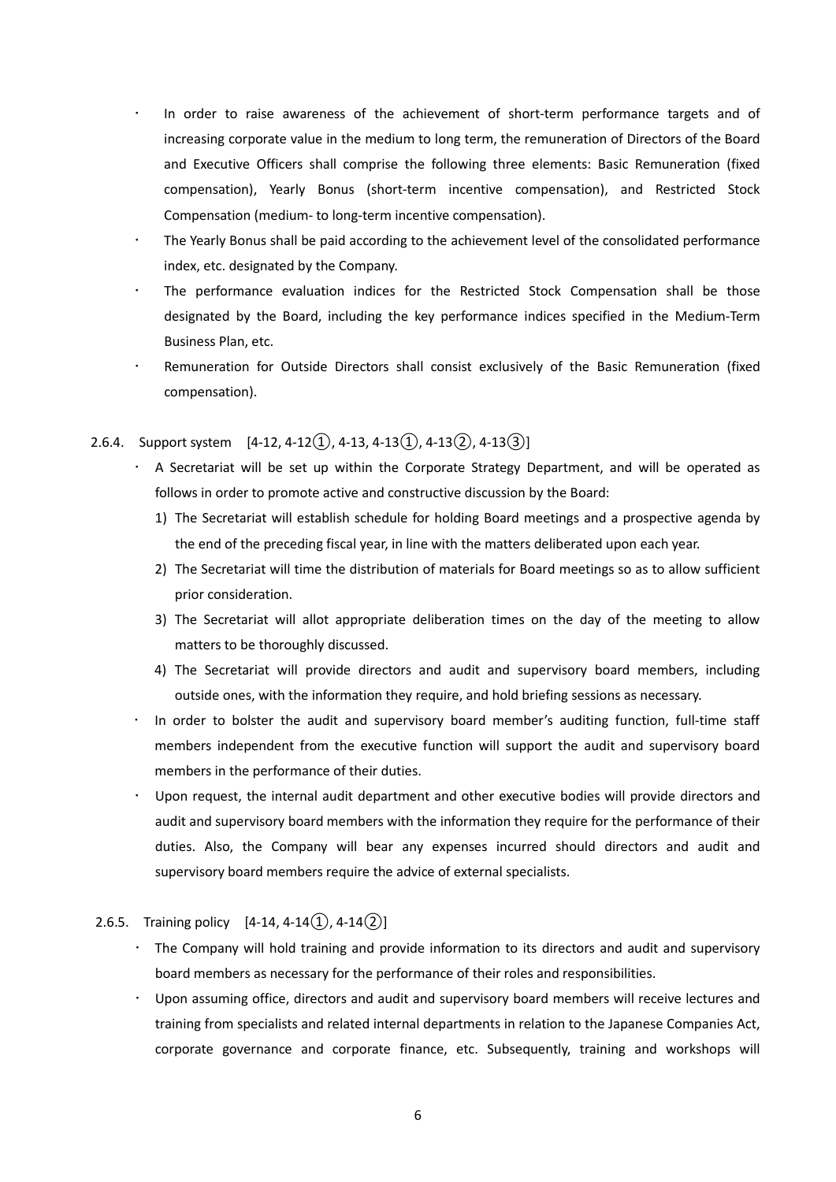- In order to raise awareness of the achievement of short-term performance targets and of increasing corporate value in the medium to long term, the remuneration of Directors of the Board and Executive Officers shall comprise the following three elements: Basic Remuneration (fixed compensation), Yearly Bonus (short-term incentive compensation), and Restricted Stock Compensation (medium- to long-term incentive compensation).
- The Yearly Bonus shall be paid according to the achievement level of the consolidated performance index, etc. designated by the Company.
- The performance evaluation indices for the Restricted Stock Compensation shall be those designated by the Board, including the key performance indices specified in the Medium-Term Business Plan, etc.
- Remuneration for Outside Directors shall consist exclusively of the Basic Remuneration (fixed compensation).

### 2.6.4. Support system [4-12, 4-12①, 4-13, 4-13①, 4-13②, 4-13③]

- A Secretariat will be set up within the Corporate Strategy Department, and will be operated as follows in order to promote active and constructive discussion by the Board:
  1) The Secretariat will establish schedule for holding Board meetings and a prospective agenda by the end of the preceding fiscal year, in line with the matters deliberated upon each year.
  2) The Secretariat will time the distribution of materials for Board meetings so as to allow sufficient prior consideration.
  3) The Secretariat will allot appropriate deliberation times on the day of the meeting to allow matters to be thoroughly discussed.
  4) The Secretariat will provide directors and audit and supervisory board members, including outside ones, with the information they require, and hold briefing sessions as necessary.
- In order to bolster the audit and supervisory board member's auditing function, full-time staff members independent from the executive function will support the audit and supervisory board members in the performance of their duties.
- Upon request, the internal audit department and other executive bodies will provide directors and audit and supervisory board members with the information they require for the performance of their duties. Also, the Company will bear any expenses incurred should directors and audit and supervisory board members require the advice of external specialists.

### 2.6.5. Training policy [4-14, 4-14①, 4-14②]

- The Company will hold training and provide information to its directors and audit and supervisory board members as necessary for the performance of their roles and responsibilities.
- Upon assuming office, directors and audit and supervisory board members will receive lectures and training from specialists and related internal departments in relation to the Japanese Companies Act, corporate governance and corporate finance, etc. Subsequently, training and workshops will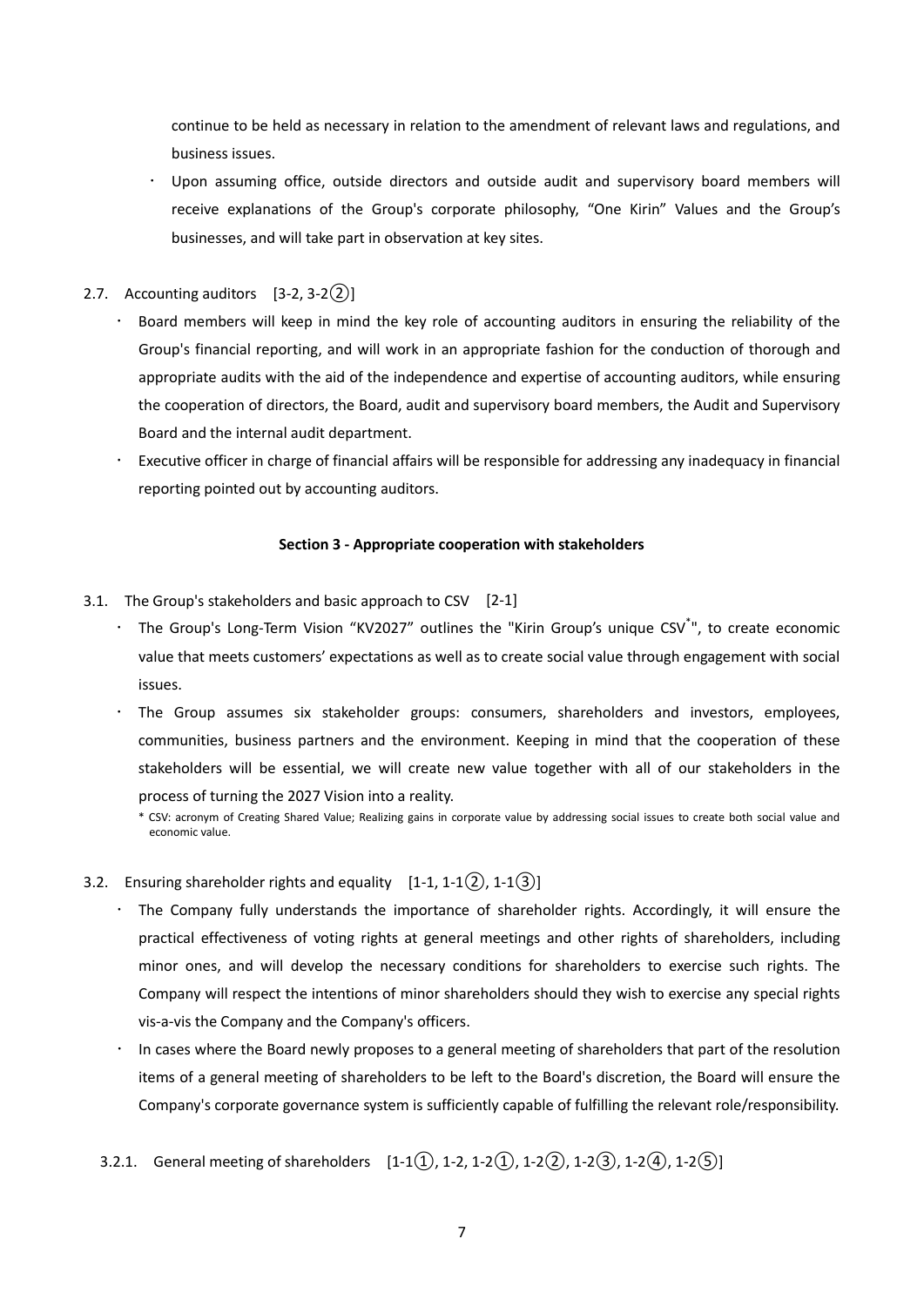continue to be held as necessary in relation to the amendment of relevant laws and regulations, and business issues.

- Upon assuming office, outside directors and outside audit and supervisory board members will receive explanations of the Group's corporate philosophy, "One Kirin" Values and the Group's businesses, and will take part in observation at key sites.

## 2.7. Accounting auditors [3-2, 3-2②]

- Board members will keep in mind the key role of accounting auditors in ensuring the reliability of the Group's financial reporting, and will work in an appropriate fashion for the conduction of thorough and appropriate audits with the aid of the independence and expertise of accounting auditors, while ensuring the cooperation of directors, the Board, audit and supervisory board members, the Audit and Supervisory Board and the internal audit department.
- Executive officer in charge of financial affairs will be responsible for addressing any inadequacy in financial reporting pointed out by accounting auditors.

# Section 3 - Appropriate cooperation with stakeholders

## 3.1. The Group's stakeholders and basic approach to CSV [2-1]

- The Group's Long-Term Vision "KV2027" outlines the "Kirin Group's unique CSV*", to create economic value that meets customers' expectations as well as to create social value through engagement with social issues.
- The Group assumes six stakeholder groups: consumers, shareholders and investors, employees, communities, business partners and the environment. Keeping in mind that the cooperation of these stakeholders will be essential, we will create new value together with all of our stakeholders in the process of turning the 2027 Vision into a reality.

\* CSV: acronym of Creating Shared Value; Realizing gains in corporate value by addressing social issues to create both social value and economic value.

## 3.2. Ensuring shareholder rights and equality [1-1, 1-1②, 1-1③]

- The Company fully understands the importance of shareholder rights. Accordingly, it will ensure the practical effectiveness of voting rights at general meetings and other rights of shareholders, including minor ones, and will develop the necessary conditions for shareholders to exercise such rights. The Company will respect the intentions of minor shareholders should they wish to exercise any special rights vis-a-vis the Company and the Company's officers.
- In cases where the Board newly proposes to a general meeting of shareholders that part of the resolution items of a general meeting of shareholders to be left to the Board's discretion, the Board will ensure the Company's corporate governance system is sufficiently capable of fulfilling the relevant role/responsibility.

### 3.2.1. General meeting of shareholders [1-1①, 1-2, 1-2①, 1-2②, 1-2③, 1-2④, 1-2⑤]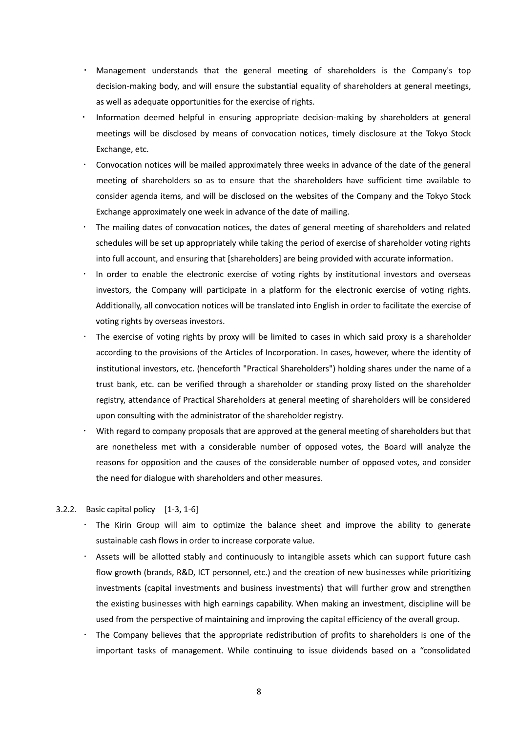- Management understands that the general meeting of shareholders is the Company's top decision-making body, and will ensure the substantial equality of shareholders at general meetings, as well as adequate opportunities for the exercise of rights.
- Information deemed helpful in ensuring appropriate decision-making by shareholders at general meetings will be disclosed by means of convocation notices, timely disclosure at the Tokyo Stock Exchange, etc.
- Convocation notices will be mailed approximately three weeks in advance of the date of the general meeting of shareholders so as to ensure that the shareholders have sufficient time available to consider agenda items, and will be disclosed on the websites of the Company and the Tokyo Stock Exchange approximately one week in advance of the date of mailing.
- The mailing dates of convocation notices, the dates of general meeting of shareholders and related schedules will be set up appropriately while taking the period of exercise of shareholder voting rights into full account, and ensuring that [shareholders] are being provided with accurate information.
- In order to enable the electronic exercise of voting rights by institutional investors and overseas investors, the Company will participate in a platform for the electronic exercise of voting rights. Additionally, all convocation notices will be translated into English in order to facilitate the exercise of voting rights by overseas investors.
- The exercise of voting rights by proxy will be limited to cases in which said proxy is a shareholder according to the provisions of the Articles of Incorporation. In cases, however, where the identity of institutional investors, etc. (henceforth "Practical Shareholders") holding shares under the name of a trust bank, etc. can be verified through a shareholder or standing proxy listed on the shareholder registry, attendance of Practical Shareholders at general meeting of shareholders will be considered upon consulting with the administrator of the shareholder registry.
- With regard to company proposals that are approved at the general meeting of shareholders but that are nonetheless met with a considerable number of opposed votes, the Board will analyze the reasons for opposition and the causes of the considerable number of opposed votes, and consider the need for dialogue with shareholders and other measures.

### 3.2.2. Basic capital policy [1-3, 1-6]

- The Kirin Group will aim to optimize the balance sheet and improve the ability to generate sustainable cash flows in order to increase corporate value.
- Assets will be allotted stably and continuously to intangible assets which can support future cash flow growth (brands, R&D, ICT personnel, etc.) and the creation of new businesses while prioritizing investments (capital investments and business investments) that will further grow and strengthen the existing businesses with high earnings capability. When making an investment, discipline will be used from the perspective of maintaining and improving the capital efficiency of the overall group.
- The Company believes that the appropriate redistribution of profits to shareholders is one of the important tasks of management. While continuing to issue dividends based on a “consolidated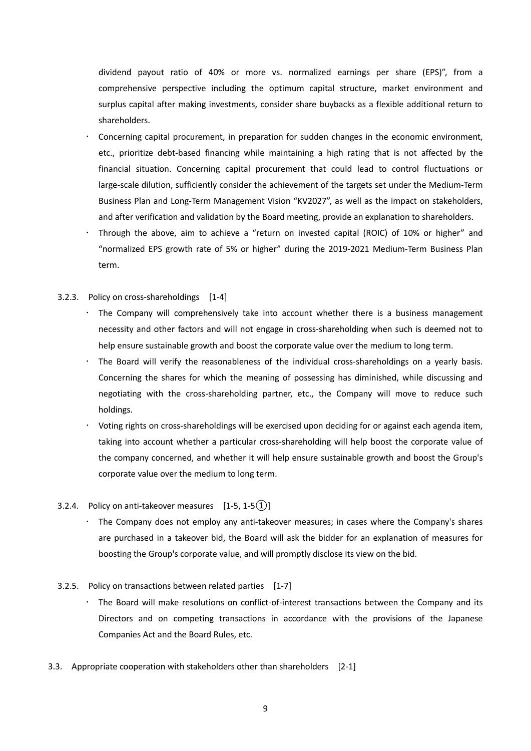dividend payout ratio of 40% or more vs. normalized earnings per share (EPS)", from a comprehensive perspective including the optimum capital structure, market environment and surplus capital after making investments, consider share buybacks as a flexible additional return to shareholders.

- Concerning capital procurement, in preparation for sudden changes in the economic environment, etc., prioritize debt-based financing while maintaining a high rating that is not affected by the financial situation. Concerning capital procurement that could lead to control fluctuations or large-scale dilution, sufficiently consider the achievement of the targets set under the Medium-Term Business Plan and Long-Term Management Vision "KV2027", as well as the impact on stakeholders, and after verification and validation by the Board meeting, provide an explanation to shareholders.
- Through the above, aim to achieve a "return on invested capital (ROIC) of 10% or higher" and "normalized EPS growth rate of 5% or higher" during the 2019-2021 Medium-Term Business Plan term.

### 3.2.3. Policy on cross-shareholdings [1-4]

- The Company will comprehensively take into account whether there is a business management necessity and other factors and will not engage in cross-shareholding when such is deemed not to help ensure sustainable growth and boost the corporate value over the medium to long term.
- The Board will verify the reasonableness of the individual cross-shareholdings on a yearly basis. Concerning the shares for which the meaning of possessing has diminished, while discussing and negotiating with the cross-shareholding partner, etc., the Company will move to reduce such holdings.
- Voting rights on cross-shareholdings will be exercised upon deciding for or against each agenda item, taking into account whether a particular cross-shareholding will help boost the corporate value of the company concerned, and whether it will help ensure sustainable growth and boost the Group's corporate value over the medium to long term.

### 3.2.4. Policy on anti-takeover measures [1-5, 1-5①]

- The Company does not employ any anti-takeover measures; in cases where the Company's shares are purchased in a takeover bid, the Board will ask the bidder for an explanation of measures for boosting the Group's corporate value, and will promptly disclose its view on the bid.

### 3.2.5. Policy on transactions between related parties [1-7]

- The Board will make resolutions on conflict-of-interest transactions between the Company and its Directors and on competing transactions in accordance with the provisions of the Japanese Companies Act and the Board Rules, etc.

## 3.3. Appropriate cooperation with stakeholders other than shareholders [2-1]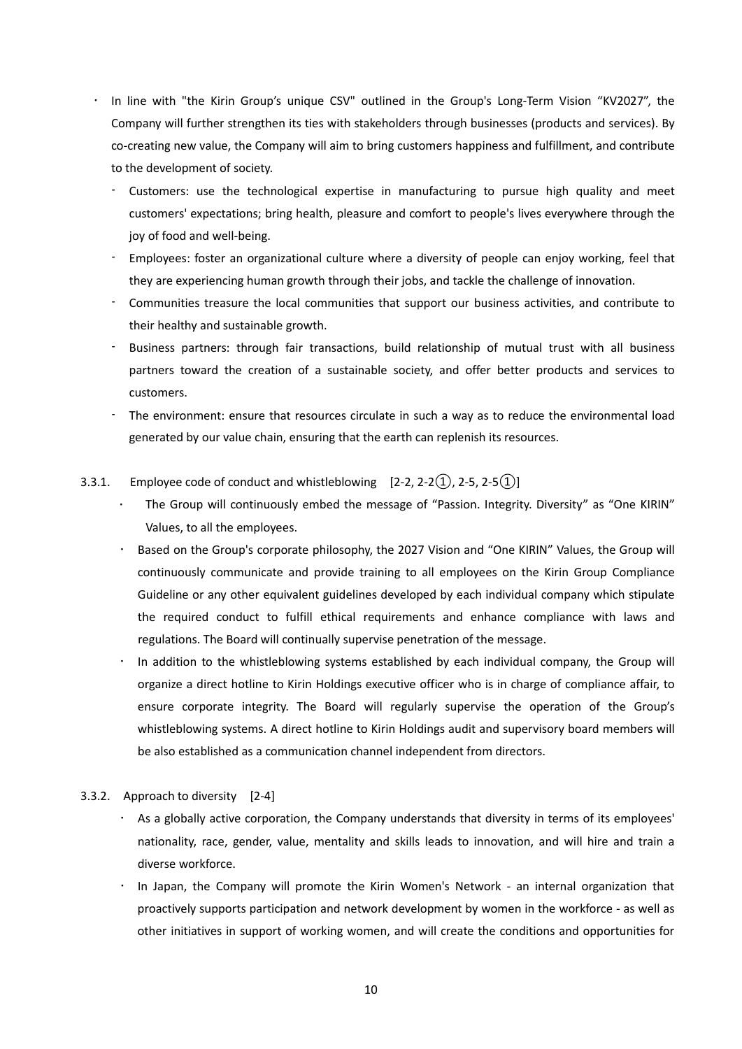- In line with "the Kirin Group's unique CSV" outlined in the Group's Long-Term Vision "KV2027", the Company will further strengthen its ties with stakeholders through businesses (products and services). By co-creating new value, the Company will aim to bring customers happiness and fulfillment, and contribute to the development of society.
  - Customers: use the technological expertise in manufacturing to pursue high quality and meet customers' expectations; bring health, pleasure and comfort to people's lives everywhere through the joy of food and well-being.
  - Employees: foster an organizational culture where a diversity of people can enjoy working, feel that they are experiencing human growth through their jobs, and tackle the challenge of innovation.
  - Communities treasure the local communities that support our business activities, and contribute to their healthy and sustainable growth.
  - Business partners: through fair transactions, build relationship of mutual trust with all business partners toward the creation of a sustainable society, and offer better products and services to customers.
  - The environment: ensure that resources circulate in such a way as to reduce the environmental load generated by our value chain, ensuring that the earth can replenish its resources.

### 3.3.1. Employee code of conduct and whistleblowing [2-2, 2-2①, 2-5, 2-5①]

- The Group will continuously embed the message of "Passion. Integrity. Diversity" as "One KIRIN" Values, to all the employees.
- Based on the Group's corporate philosophy, the 2027 Vision and "One KIRIN" Values, the Group will continuously communicate and provide training to all employees on the Kirin Group Compliance Guideline or any other equivalent guidelines developed by each individual company which stipulate the required conduct to fulfill ethical requirements and enhance compliance with laws and regulations. The Board will continually supervise penetration of the message.
- In addition to the whistleblowing systems established by each individual company, the Group will organize a direct hotline to Kirin Holdings executive officer who is in charge of compliance affair, to ensure corporate integrity. The Board will regularly supervise the operation of the Group's whistleblowing systems. A direct hotline to Kirin Holdings audit and supervisory board members will be also established as a communication channel independent from directors.

### 3.3.2. Approach to diversity [2-4]

- As a globally active corporation, the Company understands that diversity in terms of its employees' nationality, race, gender, value, mentality and skills leads to innovation, and will hire and train a diverse workforce.
- In Japan, the Company will promote the Kirin Women's Network - an internal organization that proactively supports participation and network development by women in the workforce - as well as other initiatives in support of working women, and will create the conditions and opportunities for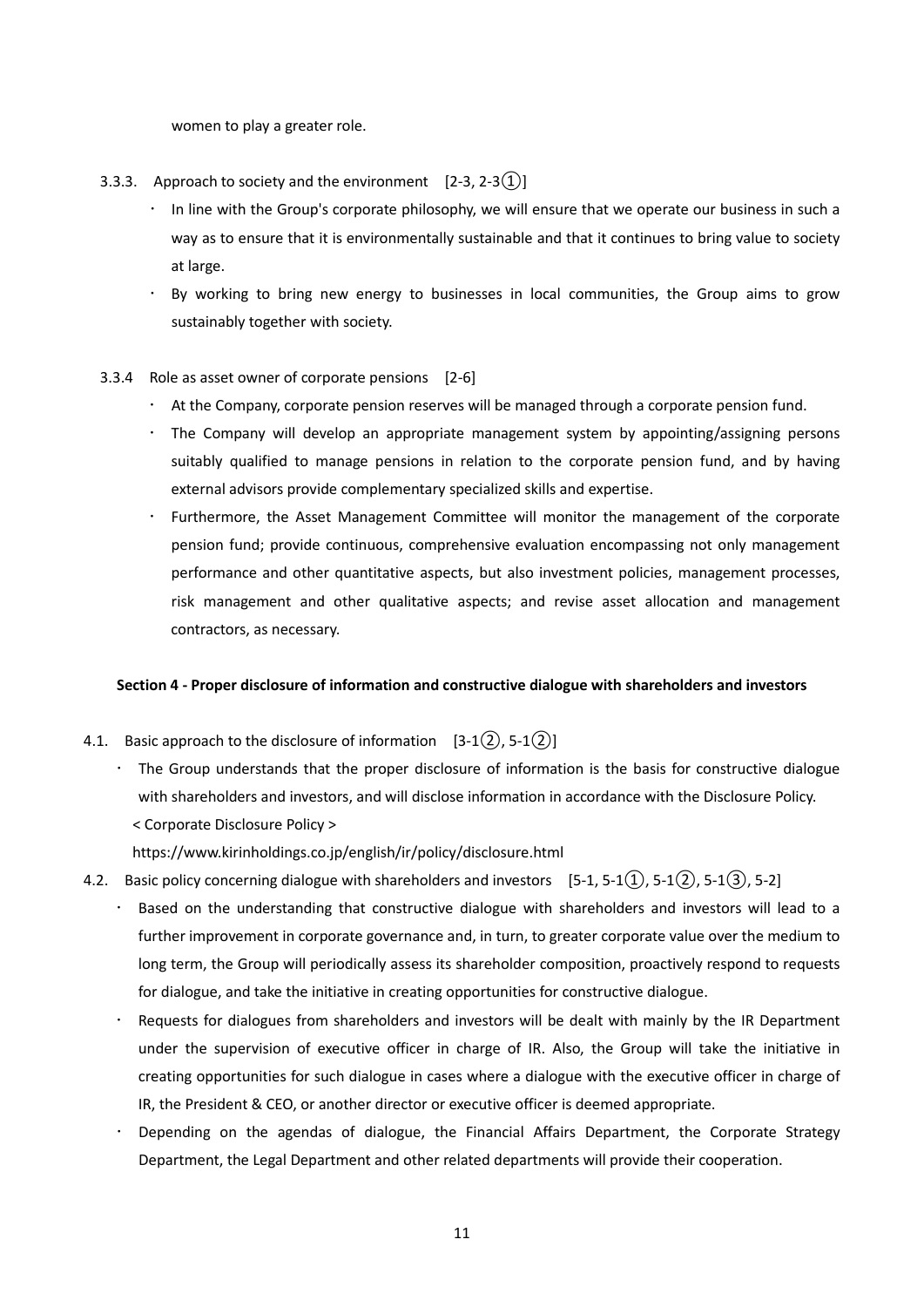women to play a greater role.

3.3.3. Approach to society and the environment [2-3, 2-3①]

- In line with the Group's corporate philosophy, we will ensure that we operate our business in such a way as to ensure that it is environmentally sustainable and that it continues to bring value to society at large.
- By working to bring new energy to businesses in local communities, the Group aims to grow sustainably together with society.

3.3.4 Role as asset owner of corporate pensions [2-6]

- At the Company, corporate pension reserves will be managed through a corporate pension fund.
- The Company will develop an appropriate management system by appointing/assigning persons suitably qualified to manage pensions in relation to the corporate pension fund, and by having external advisors provide complementary specialized skills and expertise.
- Furthermore, the Asset Management Committee will monitor the management of the corporate pension fund; provide continuous, comprehensive evaluation encompassing not only management performance and other quantitative aspects, but also investment policies, management processes, risk management and other qualitative aspects; and revise asset allocation and management contractors, as necessary.

**Section 4 - Proper disclosure of information and constructive dialogue with shareholders and investors**

4.1. Basic approach to the disclosure of information [3-1②, 5-1②]

- The Group understands that the proper disclosure of information is the basis for constructive dialogue with shareholders and investors, and will disclose information in accordance with the Disclosure Policy.

  < Corporate Disclosure Policy >

  https://www.kirinholdings.co.jp/english/ir/policy/disclosure.html

4.2. Basic policy concerning dialogue with shareholders and investors [5-1, 5-1①, 5-1②, 5-1③, 5-2]

- Based on the understanding that constructive dialogue with shareholders and investors will lead to a further improvement in corporate governance and, in turn, to greater corporate value over the medium to long term, the Group will periodically assess its shareholder composition, proactively respond to requests for dialogue, and take the initiative in creating opportunities for constructive dialogue.
- Requests for dialogues from shareholders and investors will be dealt with mainly by the IR Department under the supervision of executive officer in charge of IR. Also, the Group will take the initiative in creating opportunities for such dialogue in cases where a dialogue with the executive officer in charge of IR, the President & CEO, or another director or executive officer is deemed appropriate.
- Depending on the agendas of dialogue, the Financial Affairs Department, the Corporate Strategy Department, the Legal Department and other related departments will provide their cooperation.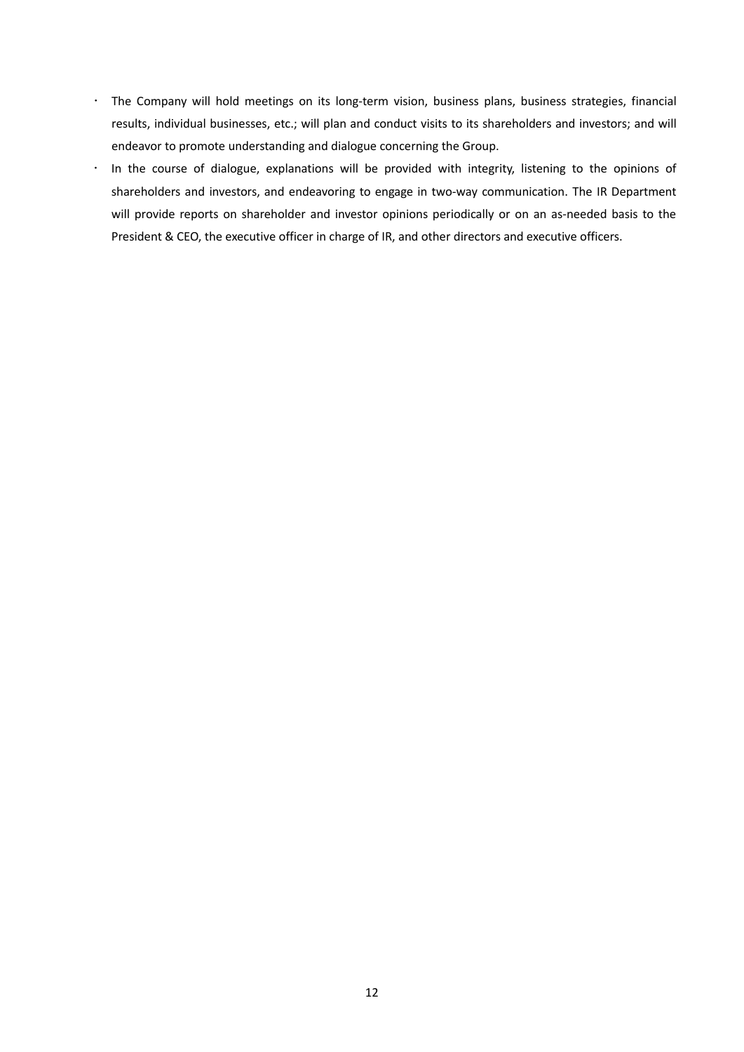- The Company will hold meetings on its long-term vision, business plans, business strategies, financial results, individual businesses, etc.; will plan and conduct visits to its shareholders and investors; and will endeavor to promote understanding and dialogue concerning the Group.
- In the course of dialogue, explanations will be provided with integrity, listening to the opinions of shareholders and investors, and endeavoring to engage in two-way communication. The IR Department will provide reports on shareholder and investor opinions periodically or on an as-needed basis to the President & CEO, the executive officer in charge of IR, and other directors and executive officers.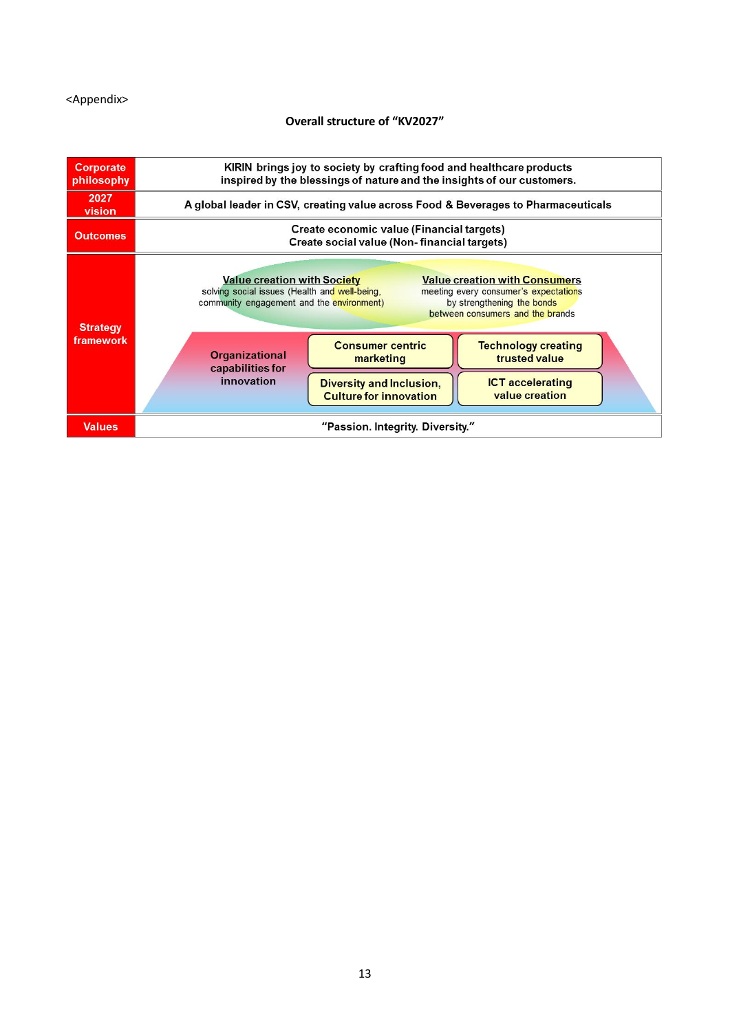<Appendix>

## Overall structure of "KV2027"

| | |
|---|---|
| **Corporate philosophy** | KIRIN brings joy to society by crafting food and healthcare products inspired by the blessings of nature and the insights of our customers. |
| **2027 vision** | A global leader in CSV, creating value across Food & Beverages to Pharmaceuticals |
| **Outcomes** | Create economic value (Financial targets)<br>Create social value (Non- financial targets) |
| **Strategy framework** | **Value creation with Society**: solving social issues (Health and well-being, community engagement and the environment)<br>**Value creation with Consumers**: meeting every consumer's expectations by strengthening the bonds between consumers and the brands<br>**Organizational capabilities for innovation**: Consumer centric marketing; Technology creating trusted value; Diversity and Inclusion, Culture for innovation; ICT accelerating value creation |
| **Values** | "Passion. Integrity. Diversity." |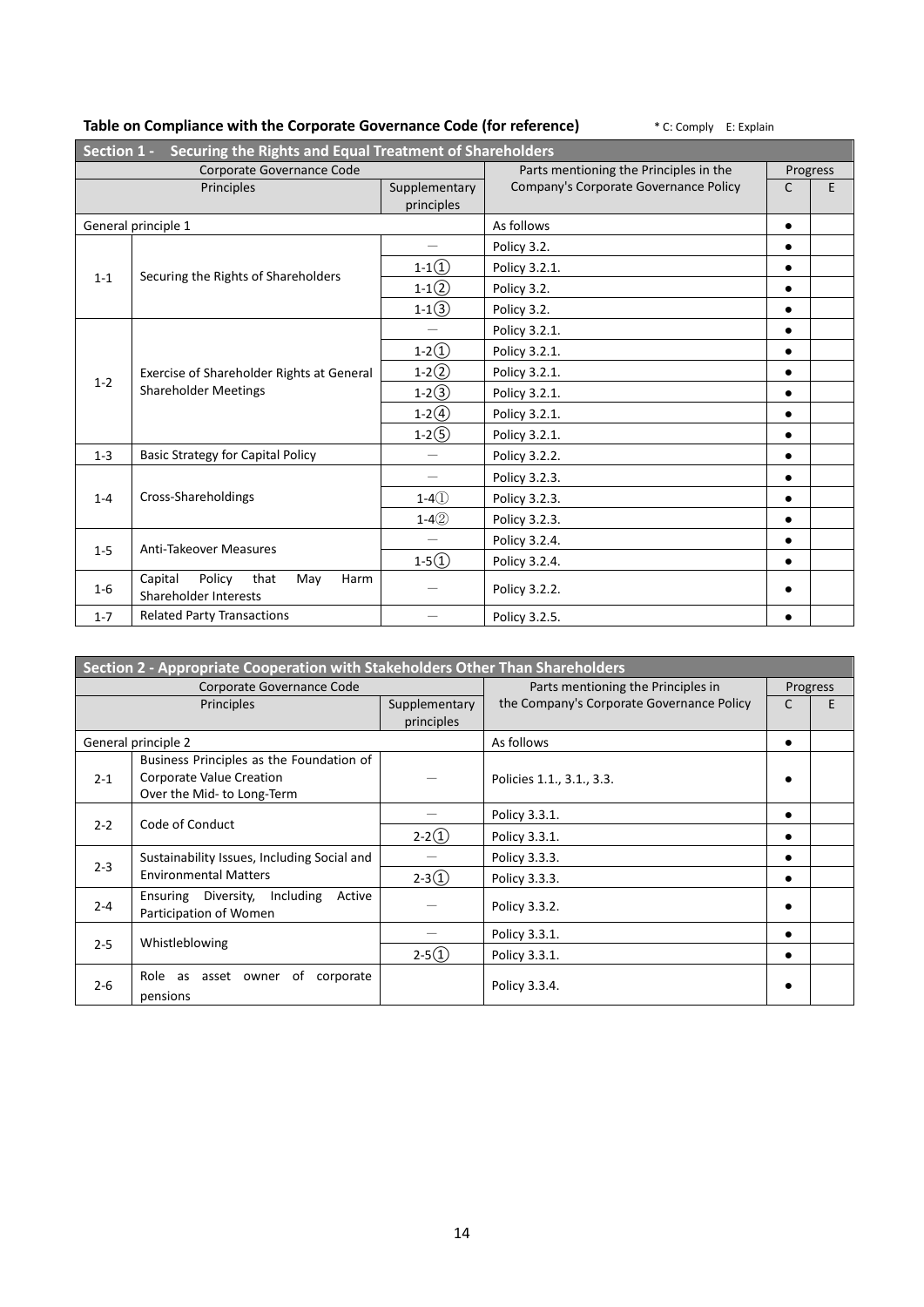**Table on Compliance with the Corporate Governance Code (for reference)** * C: Comply E: Explain

| Section 1 - Securing the Rights and Equal Treatment of Shareholders | | | | | |
|---|---|---|---|---|---|
| Corporate Governance Code | | | Parts mentioning the Principles in the Company's Corporate Governance Policy | Progress | |
| Principles | | Supplementary principles | | C | E |
| General principle 1 | | | As follows | ● | |
| 1-1 | Securing the Rights of Shareholders | — | Policy 3.2. | ● | |
| | | 1-1① | Policy 3.2.1. | ● | |
| | | 1-1② | Policy 3.2. | ● | |
| | | 1-1③ | Policy 3.2. | ● | |
| 1-2 | Exercise of Shareholder Rights at General Shareholder Meetings | — | Policy 3.2.1. | ● | |
| | | 1-2① | Policy 3.2.1. | ● | |
| | | 1-2② | Policy 3.2.1. | ● | |
| | | 1-2③ | Policy 3.2.1. | ● | |
| | | 1-2④ | Policy 3.2.1. | ● | |
| | | 1-2⑤ | Policy 3.2.1. | ● | |
| 1-3 | Basic Strategy for Capital Policy | — | Policy 3.2.2. | ● | |
| 1-4 | Cross-Shareholdings | — | Policy 3.2.3. | ● | |
| | | 1-4① | Policy 3.2.3. | ● | |
| | | 1-4② | Policy 3.2.3. | ● | |
| 1-5 | Anti-Takeover Measures | — | Policy 3.2.4. | ● | |
| | | 1-5① | Policy 3.2.4. | ● | |
| 1-6 | Capital Policy that May Harm Shareholder Interests | — | Policy 3.2.2. | ● | |
| 1-7 | Related Party Transactions | — | Policy 3.2.5. | ● | |

| Section 2 - Appropriate Cooperation with Stakeholders Other Than Shareholders | | | | | |
|---|---|---|---|---|---|
| Corporate Governance Code | | | Parts mentioning the Principles in the Company's Corporate Governance Policy | Progress | |
| Principles | | Supplementary principles | | C | E |
| General principle 2 | | | As follows | ● | |
| 2-1 | Business Principles as the Foundation of Corporate Value Creation Over the Mid- to Long-Term | — | Policies 1.1., 3.1., 3.3. | ● | |
| 2-2 | Code of Conduct | — | Policy 3.3.1. | ● | |
| | | 2-2① | Policy 3.3.1. | ● | |
| 2-3 | Sustainability Issues, Including Social and Environmental Matters | — | Policy 3.3.3. | ● | |
| | | 2-3① | Policy 3.3.3. | ● | |
| 2-4 | Ensuring Diversity, Including Active Participation of Women | — | Policy 3.3.2. | ● | |
| 2-5 | Whistleblowing | — | Policy 3.3.1. | ● | |
| | | 2-5① | Policy 3.3.1. | ● | |
| 2-6 | Role as asset owner of corporate pensions | | Policy 3.3.4. | ● | |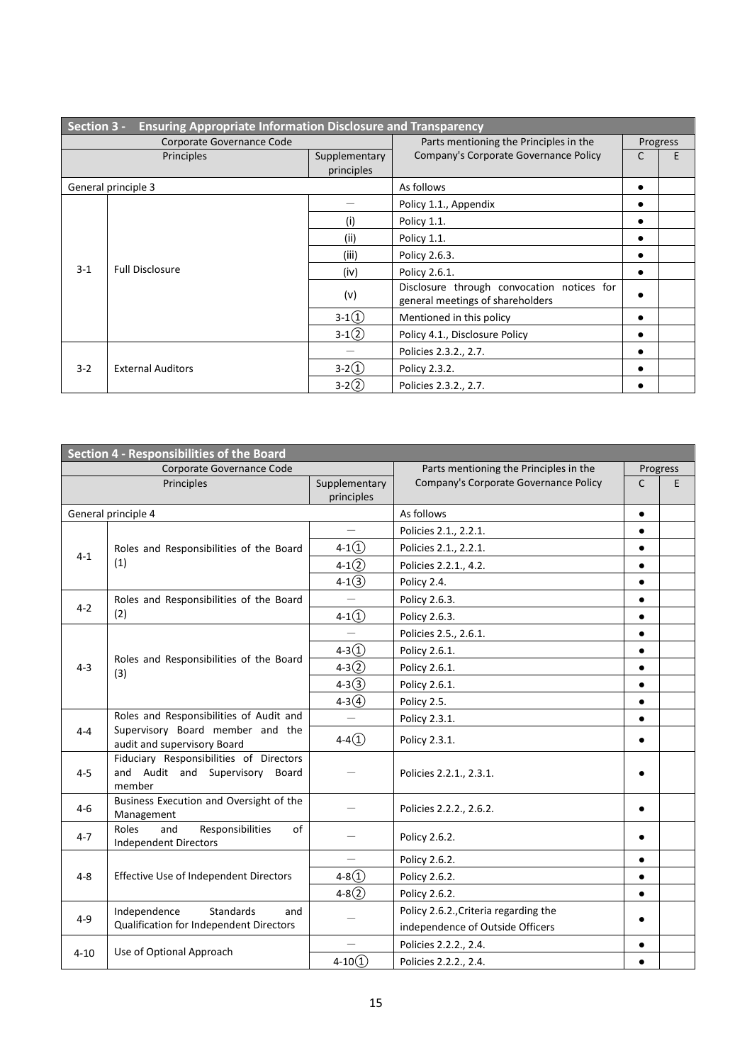| Section 3 - Ensuring Appropriate Information Disclosure and Transparency | | | | | |
|---|---|---|---|---|---|
| Corporate Governance Code | | | Parts mentioning the Principles in the Company's Corporate Governance Policy | Progress | |
| Principles | | Supplementary principles | | C | E |
| General principle 3 | | | As follows | ● | |
| 3-1 | Full Disclosure | — | Policy 1.1., Appendix | ● | |
| | | (i) | Policy 1.1. | ● | |
| | | (ii) | Policy 1.1. | ● | |
| | | (iii) | Policy 2.6.3. | ● | |
| | | (iv) | Policy 2.6.1. | ● | |
| | | (v) | Disclosure through convocation notices for general meetings of shareholders | ● | |
| | | 3-1① | Mentioned in this policy | ● | |
| | | 3-1② | Policy 4.1., Disclosure Policy | ● | |
| 3-2 | External Auditors | — | Policies 2.3.2., 2.7. | ● | |
| | | 3-2① | Policy 2.3.2. | ● | |
| | | 3-2② | Policies 2.3.2., 2.7. | ● | |

| Section 4 - Responsibilities of the Board | | | | | |
|---|---|---|---|---|---|
| Corporate Governance Code | | | Parts mentioning the Principles in the Company's Corporate Governance Policy | Progress | |
| Principles | | Supplementary principles | | C | E |
| General principle 4 | | | As follows | ● | |
| 4-1 | Roles and Responsibilities of the Board (1) | — | Policies 2.1., 2.2.1. | ● | |
| | | 4-1① | Policies 2.1., 2.2.1. | ● | |
| | | 4-1② | Policies 2.2.1., 4.2. | ● | |
| | | 4-1③ | Policy 2.4. | ● | |
| 4-2 | Roles and Responsibilities of the Board (2) | — | Policy 2.6.3. | ● | |
| | | 4-1① | Policy 2.6.3. | ● | |
| 4-3 | Roles and Responsibilities of the Board (3) | — | Policies 2.5., 2.6.1. | ● | |
| | | 4-3① | Policy 2.6.1. | ● | |
| | | 4-3② | Policy 2.6.1. | ● | |
| | | 4-3③ | Policy 2.6.1. | ● | |
| | | 4-3④ | Policy 2.5. | ● | |
| 4-4 | Roles and Responsibilities of Audit and Supervisory Board member and the audit and supervisory Board | — | Policy 2.3.1. | ● | |
| | | 4-4① | Policy 2.3.1. | ● | |
| 4-5 | Fiduciary Responsibilities of Directors and Audit and Supervisory Board member | — | Policies 2.2.1., 2.3.1. | ● | |
| 4-6 | Business Execution and Oversight of the Management | — | Policies 2.2.2., 2.6.2. | ● | |
| 4-7 | Roles and Responsibilities of Independent Directors | — | Policy 2.6.2. | ● | |
| 4-8 | Effective Use of Independent Directors | — | Policy 2.6.2. | ● | |
| | | 4-8① | Policy 2.6.2. | ● | |
| | | 4-8② | Policy 2.6.2. | ● | |
| 4-9 | Independence Standards and Qualification for Independent Directors | — | Policy 2.6.2.,Criteria regarding the independence of Outside Officers | ● | |
| 4-10 | Use of Optional Approach | — | Policies 2.2.2., 2.4. | ● | |
| | | 4-10① | Policies 2.2.2., 2.4. | ● | |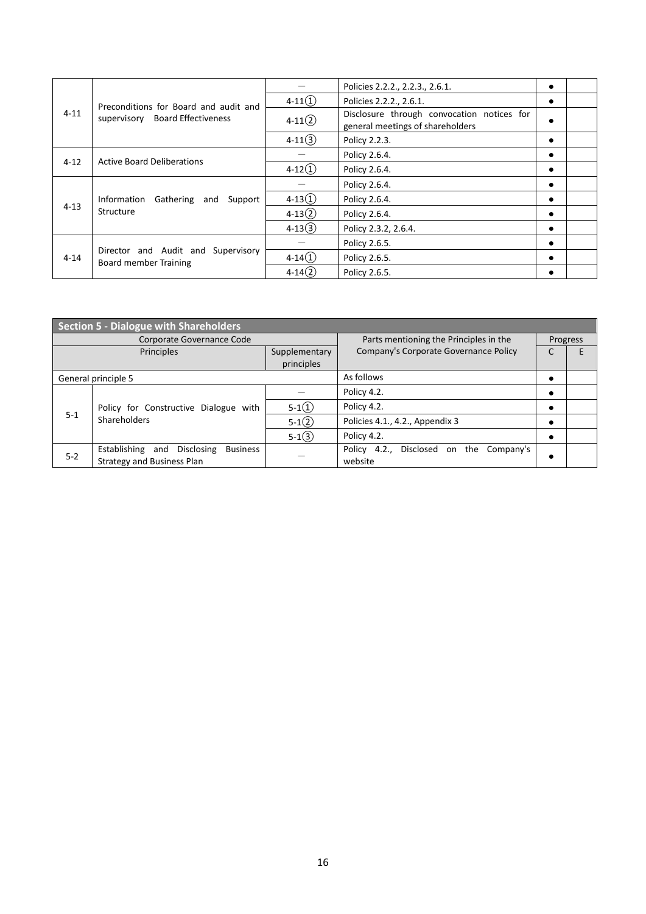| | | | | | |
|---|---|---|---|---|---|
| 4-11 | Preconditions for Board and audit and supervisory Board Effectiveness | — | Policies 2.2.2., 2.2.3., 2.6.1. | ● | |
| | | 4-11① | Policies 2.2.2., 2.6.1. | ● | |
| | | 4-11② | Disclosure through convocation notices for general meetings of shareholders | ● | |
| | | 4-11③ | Policy 2.2.3. | ● | |
| 4-12 | Active Board Deliberations | — | Policy 2.6.4. | ● | |
| | | 4-12① | Policy 2.6.4. | ● | |
| 4-13 | Information Gathering and Support Structure | — | Policy 2.6.4. | ● | |
| | | 4-13① | Policy 2.6.4. | ● | |
| | | 4-13② | Policy 2.6.4. | ● | |
| | | 4-13③ | Policy 2.3.2, 2.6.4. | ● | |
| 4-14 | Director and Audit and Supervisory Board member Training | — | Policy 2.6.5. | ● | |
| | | 4-14① | Policy 2.6.5. | ● | |
| | | 4-14② | Policy 2.6.5. | ● | |

| Section 5 - Dialogue with Shareholders | | | | | |
|---|---|---|---|---|---|
| Corporate Governance Code | | | Parts mentioning the Principles in the Company's Corporate Governance Policy | Progress | |
| Principles | | Supplementary principles | | C | E |
| General principle 5 | | | As follows | ● | |
| 5-1 | Policy for Constructive Dialogue with Shareholders | — | Policy 4.2. | ● | |
| | | 5-1① | Policy 4.2. | ● | |
| | | 5-1② | Policies 4.1., 4.2., Appendix 3 | ● | |
| | | 5-1③ | Policy 4.2. | ● | |
| 5-2 | Establishing and Disclosing Business Strategy and Business Plan | — | Policy 4.2., Disclosed on the Company's website | ● | |